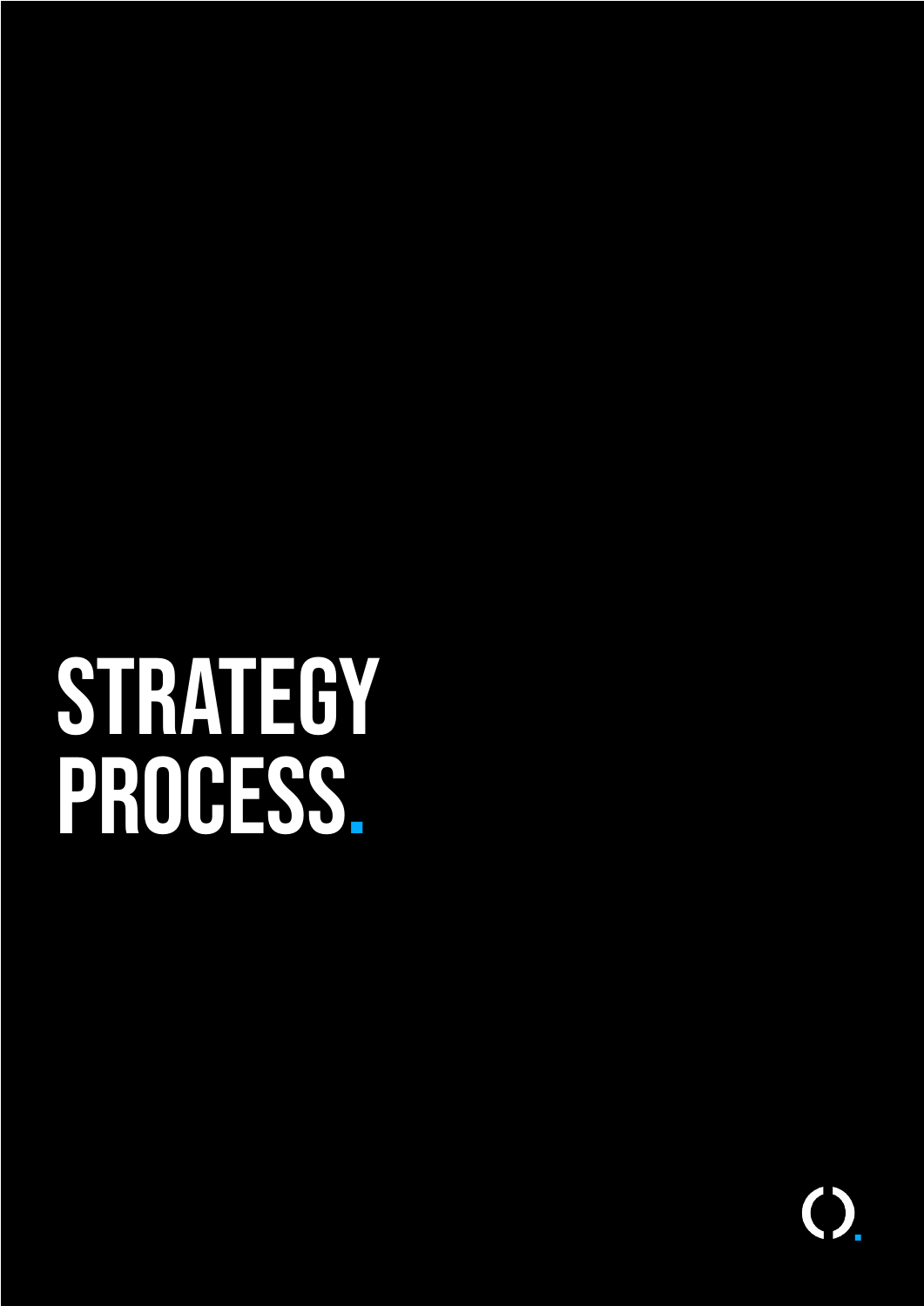# STRATEGY PROCESS.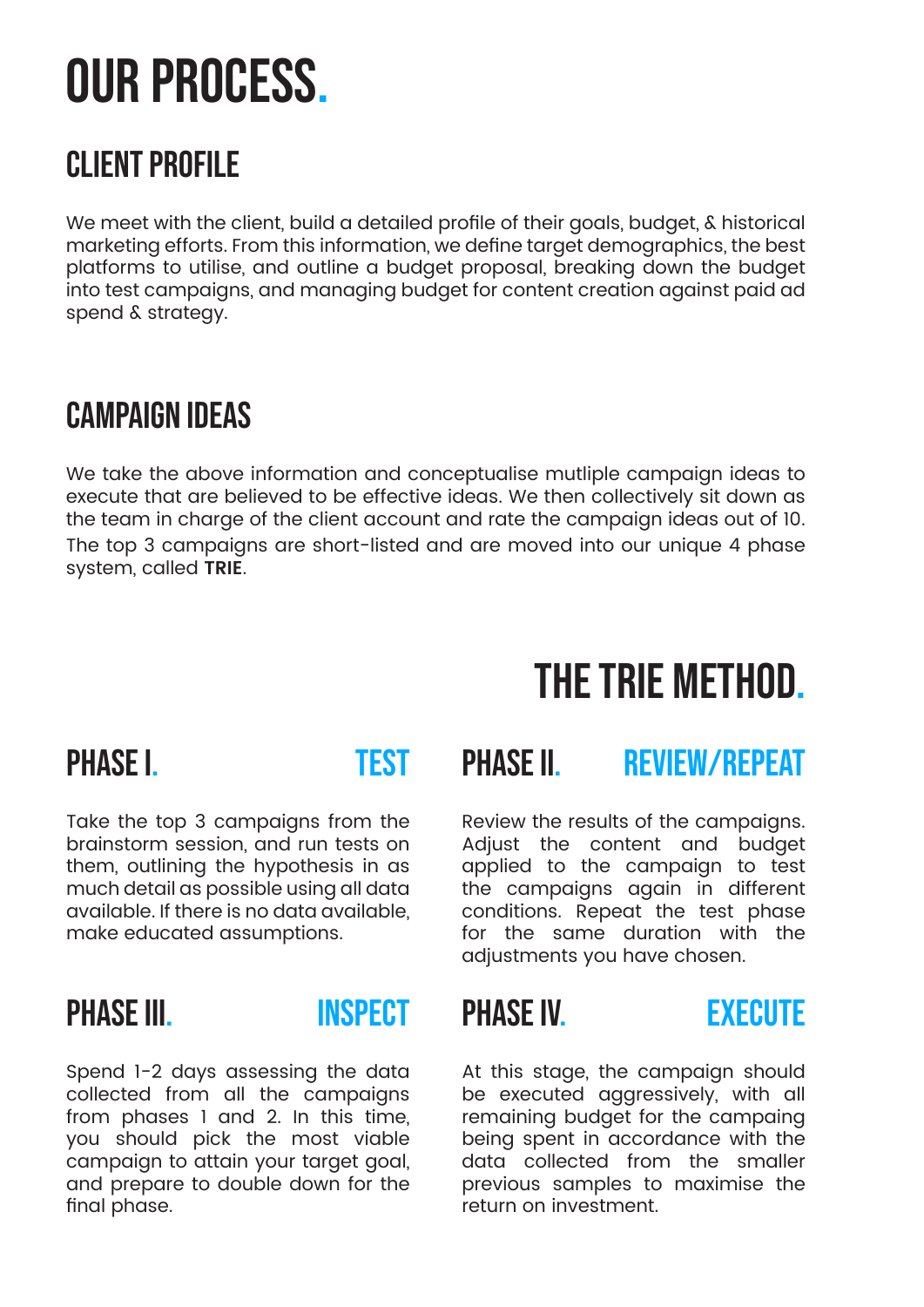# OUR PROCESS.

## CLIENT PROFILE

We meet with the client, build a detailed profile of their goals, budget, & historical marketing efforts. From this information, we define target demographics, the best platforms to utilise, and outline a budget proposal, breaking down the budget into test campaigns, and managing budget for content creation against paid ad spend & strategy.

## CAMPAIGN IDEAS

We take the above information and conceptualise mutliple campaign ideas to execute that are believed to be effective ideas. We then collectively sit down as the team in charge of the client account and rate the campaign ideas out of 10. The top 3 campaigns are short-listed and are moved into our unique 4 phase system, called **TRIE**.

# THE TRIE METHOD.

## PHASE I. TEST

Take the top 3 campaigns from the brainstorm session, and run tests on them, outlining the hypothesis in as much detail as possible using all data available. If there is no data available, make educated assumptions.

## PHASE II. REVIEW/REPEAT

Review the results of the campaigns. Adjust the content and budget applied to the campaign to test the campaigns again in different conditions. Repeat the test phase for the same duration with the adjustments you have chosen.

## PHASE III. INSPECT

Spend 1-2 days assessing the data collected from all the campaigns from phases 1 and 2. In this time, you should pick the most viable campaign to attain your target goal, and prepare to double down for the final phase.

## PHASE IV. EXECUTE

At this stage, the campaign should be executed aggressively, with all remaining budget for the campaing being spent in accordance with the data collected from the smaller previous samples to maximise the return on investment.